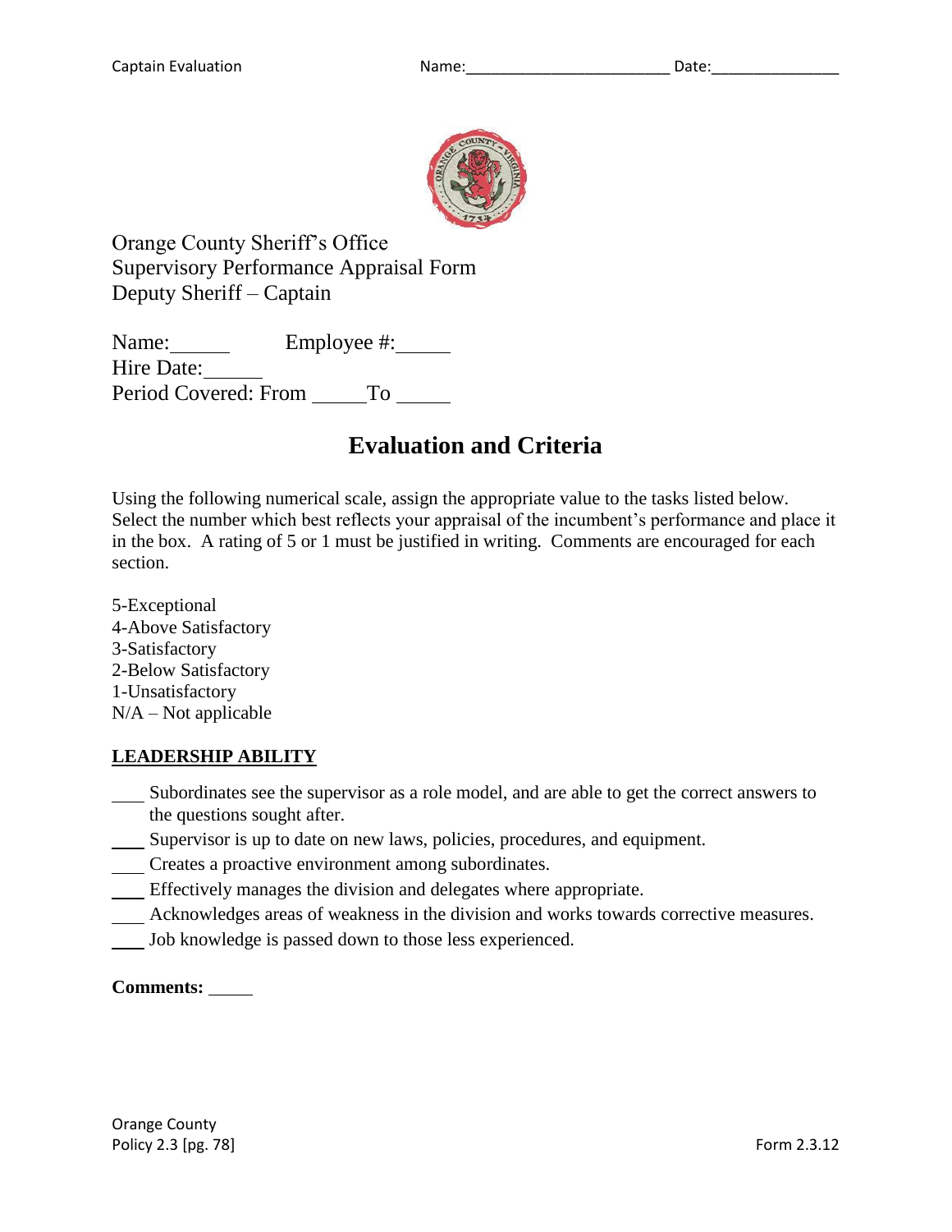Orange County Sheriff's Office
Supervisory Performance Appraisal Form
Deputy Sheriff – Captain

Name: ______ Employee #: ______
Hire Date: ______
Period Covered: From ______ To ______

# Evaluation and Criteria

Using the following numerical scale, assign the appropriate value to the tasks listed below. Select the number which best reflects your appraisal of the incumbent's performance and place it in the box. A rating of 5 or 1 must be justified in writing. Comments are encouraged for each section.

5-Exceptional
4-Above Satisfactory
3-Satisfactory
2-Below Satisfactory
1-Unsatisfactory
N/A – Not applicable

## LEADERSHIP ABILITY

___ Subordinates see the supervisor as a role model, and are able to get the correct answers to the questions sought after.
___ Supervisor is up to date on new laws, policies, procedures, and equipment.
___ Creates a proactive environment among subordinates.
___ Effectively manages the division and delegates where appropriate.
___ Acknowledges areas of weakness in the division and works towards corrective measures.
___ Job knowledge is passed down to those less experienced.

**Comments:** ______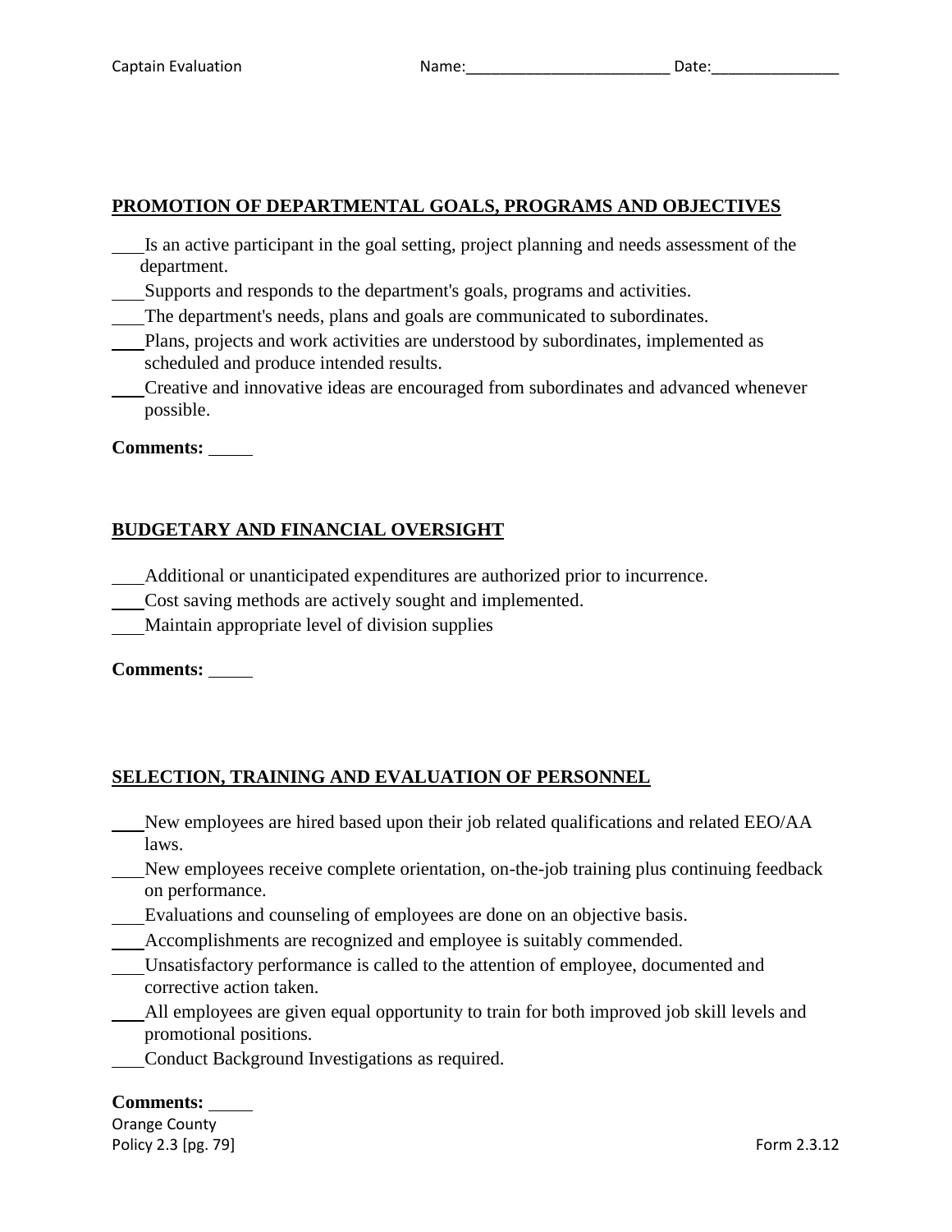## PROMOTION OF DEPARTMENTAL GOALS, PROGRAMS AND OBJECTIVES

\_\_\_\_ Is an active participant in the goal setting, project planning and needs assessment of the department.
\_\_\_\_ Supports and responds to the department's goals, programs and activities.
\_\_\_\_ The department's needs, plans and goals are communicated to subordinates.
\_\_\_\_ Plans, projects and work activities are understood by subordinates, implemented as scheduled and produce intended results.
\_\_\_\_ Creative and innovative ideas are encouraged from subordinates and advanced whenever possible.

**Comments:** \_\_\_\_\_

## BUDGETARY AND FINANCIAL OVERSIGHT

\_\_\_\_ Additional or unanticipated expenditures are authorized prior to incurrence.
\_\_\_\_ Cost saving methods are actively sought and implemented.
\_\_\_\_ Maintain appropriate level of division supplies

**Comments:** \_\_\_\_\_

## SELECTION, TRAINING AND EVALUATION OF PERSONNEL

\_\_\_\_ New employees are hired based upon their job related qualifications and related EEO/AA laws.
\_\_\_\_ New employees receive complete orientation, on-the-job training plus continuing feedback on performance.
\_\_\_\_ Evaluations and counseling of employees are done on an objective basis.
\_\_\_\_ Accomplishments are recognized and employee is suitably commended.
\_\_\_\_ Unsatisfactory performance is called to the attention of employee, documented and corrective action taken.
\_\_\_\_ All employees are given equal opportunity to train for both improved job skill levels and promotional positions.
\_\_\_\_ Conduct Background Investigations as required.

**Comments:** \_\_\_\_\_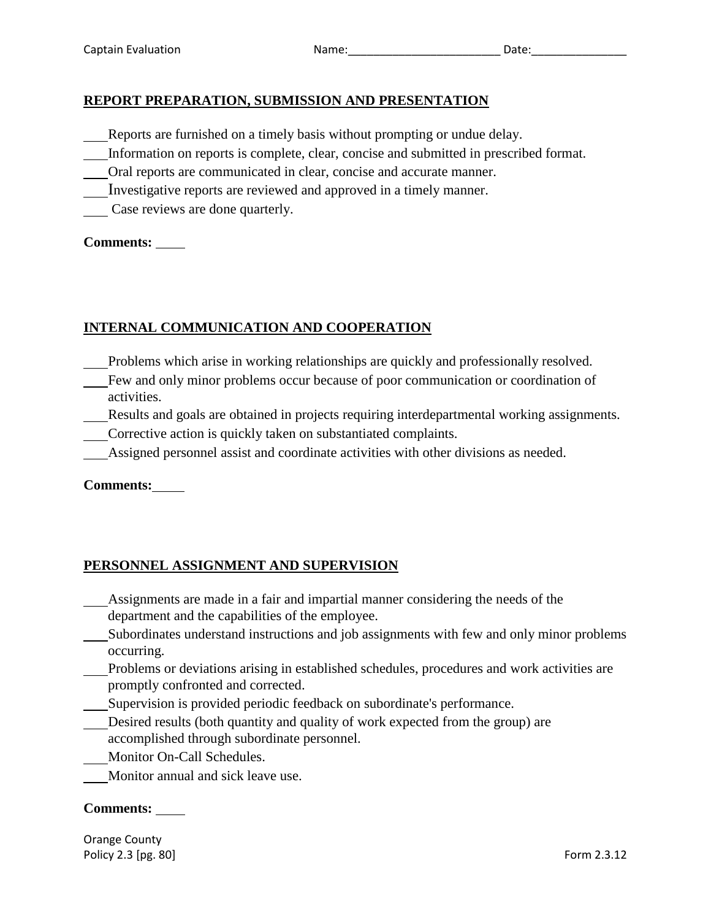## REPORT PREPARATION, SUBMISSION AND PRESENTATION

\_\_\_Reports are furnished on a timely basis without prompting or undue delay.
\_\_\_Information on reports is complete, clear, concise and submitted in prescribed format.
\_\_\_Oral reports are communicated in clear, concise and accurate manner.
\_\_\_Investigative reports are reviewed and approved in a timely manner.
\_\_\_ Case reviews are done quarterly.

**Comments:** \_\_\_\_

## INTERNAL COMMUNICATION AND COOPERATION

\_\_\_Problems which arise in working relationships are quickly and professionally resolved.
\_\_\_Few and only minor problems occur because of poor communication or coordination of activities.
\_\_\_Results and goals are obtained in projects requiring interdepartmental working assignments.
\_\_\_Corrective action is quickly taken on substantiated complaints.
\_\_\_Assigned personnel assist and coordinate activities with other divisions as needed.

**Comments:**\_\_\_\_

## PERSONNEL ASSIGNMENT AND SUPERVISION

\_\_\_Assignments are made in a fair and impartial manner considering the needs of the department and the capabilities of the employee.
\_\_\_Subordinates understand instructions and job assignments with few and only minor problems occurring.
\_\_\_Problems or deviations arising in established schedules, procedures and work activities are promptly confronted and corrected.
\_\_\_Supervision is provided periodic feedback on subordinate's performance.
\_\_\_Desired results (both quantity and quality of work expected from the group) are accomplished through subordinate personnel.
\_\_\_Monitor On-Call Schedules.
\_\_\_Monitor annual and sick leave use.

**Comments:** \_\_\_\_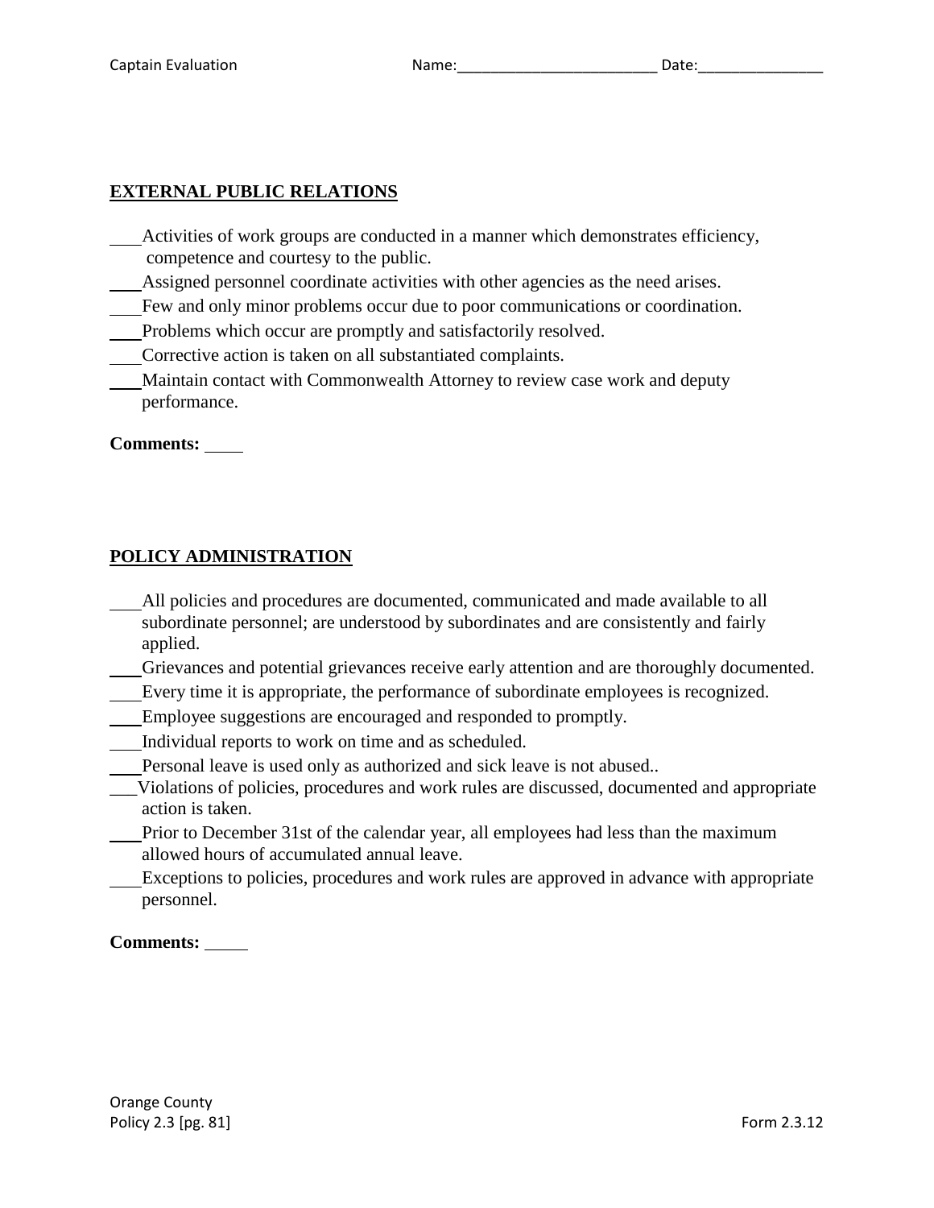## EXTERNAL PUBLIC RELATIONS

___Activities of work groups are conducted in a manner which demonstrates efficiency, competence and courtesy to the public.
___Assigned personnel coordinate activities with other agencies as the need arises.
___Few and only minor problems occur due to poor communications or coordination.
___Problems which occur are promptly and satisfactorily resolved.
___Corrective action is taken on all substantiated complaints.
___Maintain contact with Commonwealth Attorney to review case work and deputy performance.

**Comments:** ____

## POLICY ADMINISTRATION

___All policies and procedures are documented, communicated and made available to all subordinate personnel; are understood by subordinates and are consistently and fairly applied.
___Grievances and potential grievances receive early attention and are thoroughly documented.
___Every time it is appropriate, the performance of subordinate employees is recognized.
___Employee suggestions are encouraged and responded to promptly.
___Individual reports to work on time and as scheduled.
___Personal leave is used only as authorized and sick leave is not abused..
___Violations of policies, procedures and work rules are discussed, documented and appropriate action is taken.
___Prior to December 31st of the calendar year, all employees had less than the maximum allowed hours of accumulated annual leave.
___Exceptions to policies, procedures and work rules are approved in advance with appropriate personnel.

**Comments:** _____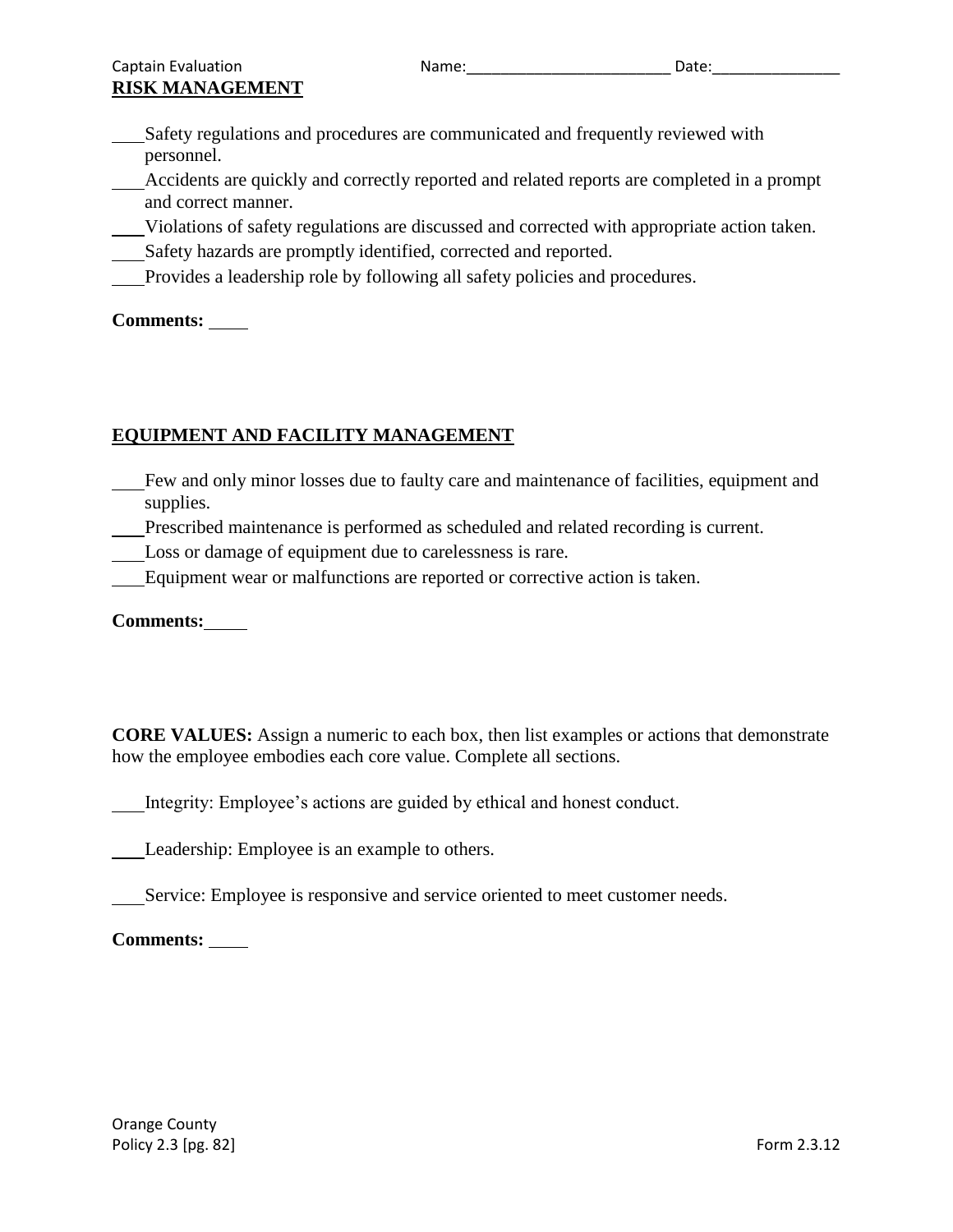Captain Evaluation Name:________________________ Date:_______________

## RISK MANAGEMENT

___Safety regulations and procedures are communicated and frequently reviewed with personnel.

___Accidents are quickly and correctly reported and related reports are completed in a prompt and correct manner.

___Violations of safety regulations are discussed and corrected with appropriate action taken.

___Safety hazards are promptly identified, corrected and reported.

___Provides a leadership role by following all safety policies and procedures.

**Comments:** ____

## EQUIPMENT AND FACILITY MANAGEMENT

___Few and only minor losses due to faulty care and maintenance of facilities, equipment and supplies.

___Prescribed maintenance is performed as scheduled and related recording is current.

___Loss or damage of equipment due to carelessness is rare.

___Equipment wear or malfunctions are reported or corrective action is taken.

**Comments:**____

**CORE VALUES:** Assign a numeric to each box, then list examples or actions that demonstrate how the employee embodies each core value. Complete all sections.

___Integrity: Employee's actions are guided by ethical and honest conduct.

___Leadership: Employee is an example to others.

___Service: Employee is responsive and service oriented to meet customer needs.

**Comments:** ____

Orange County
Policy 2.3 [pg. 82] Form 2.3.12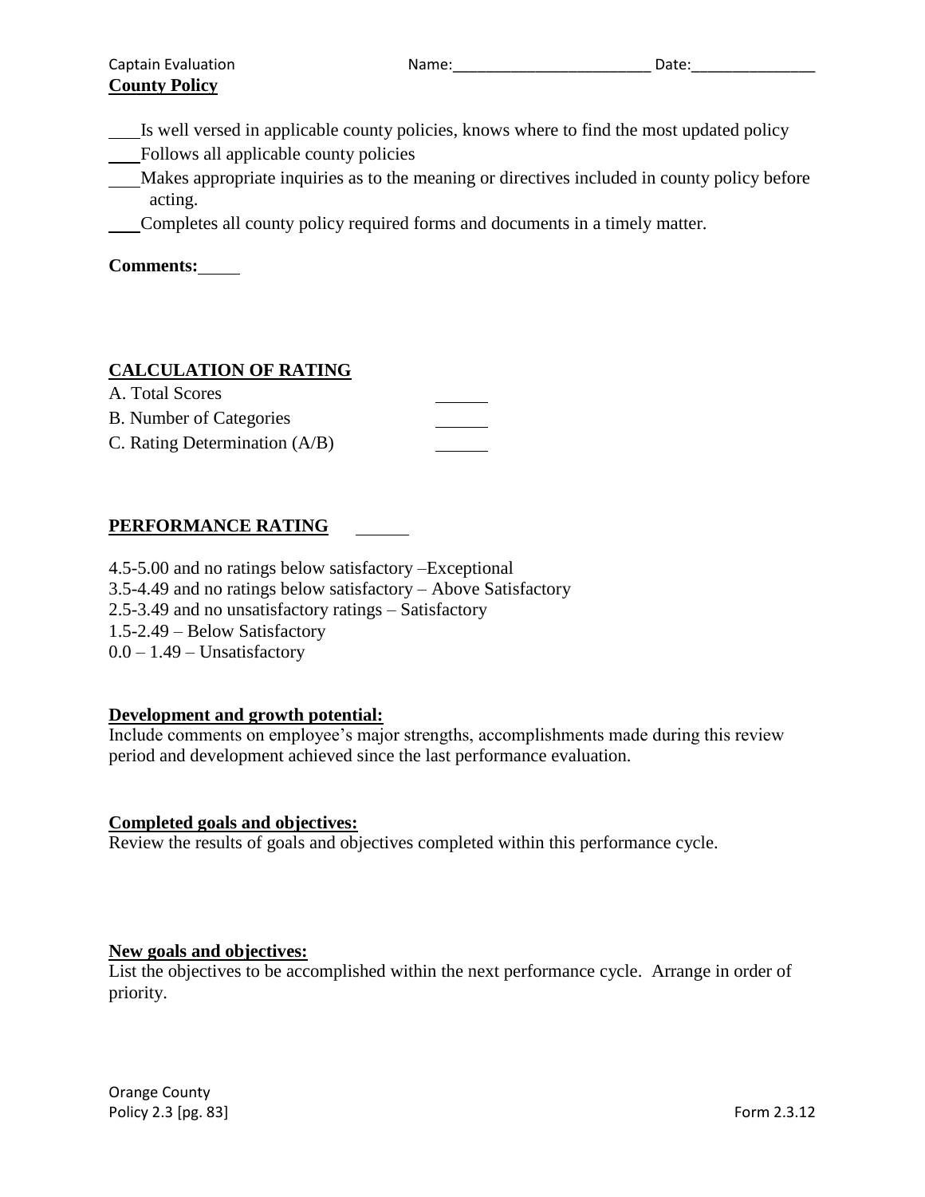Captain Evaluation Name:________________________ Date:_______________

**County Policy**

___Is well versed in applicable county policies, knows where to find the most updated policy

___Follows all applicable county policies

___Makes appropriate inquiries as to the meaning or directives included in county policy before acting.

___Completes all county policy required forms and documents in a timely matter.

**Comments:**____

## CALCULATION OF RATING

| | |
|---|---|
| A. Total Scores | ______ |
| B. Number of Categories | ______ |
| C. Rating Determination (A/B) | ______ |

## PERFORMANCE RATING ______

4.5-5.00 and no ratings below satisfactory –Exceptional
3.5-4.49 and no ratings below satisfactory – Above Satisfactory
2.5-3.49 and no unsatisfactory ratings – Satisfactory
1.5-2.49 – Below Satisfactory
0.0 – 1.49 – Unsatisfactory

**Development and growth potential:**

Include comments on employee's major strengths, accomplishments made during this review period and development achieved since the last performance evaluation.

**Completed goals and objectives:**

Review the results of goals and objectives completed within this performance cycle.

**New goals and objectives:**

List the objectives to be accomplished within the next performance cycle. Arrange in order of priority.

Orange County
Policy 2.3 [pg. 83] Form 2.3.12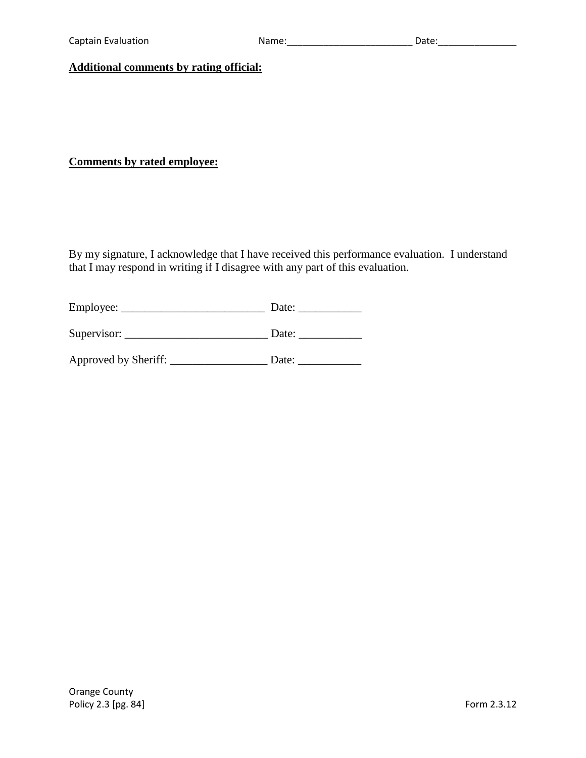**Additional comments by rating official:**

**Comments by rated employee:**

By my signature, I acknowledge that I have received this performance evaluation. I understand that I may respond in writing if I disagree with any part of this evaluation.

Employee: _________________________ Date: ___________

Supervisor: _________________________ Date: ___________

Approved by Sheriff: _________________ Date: ___________